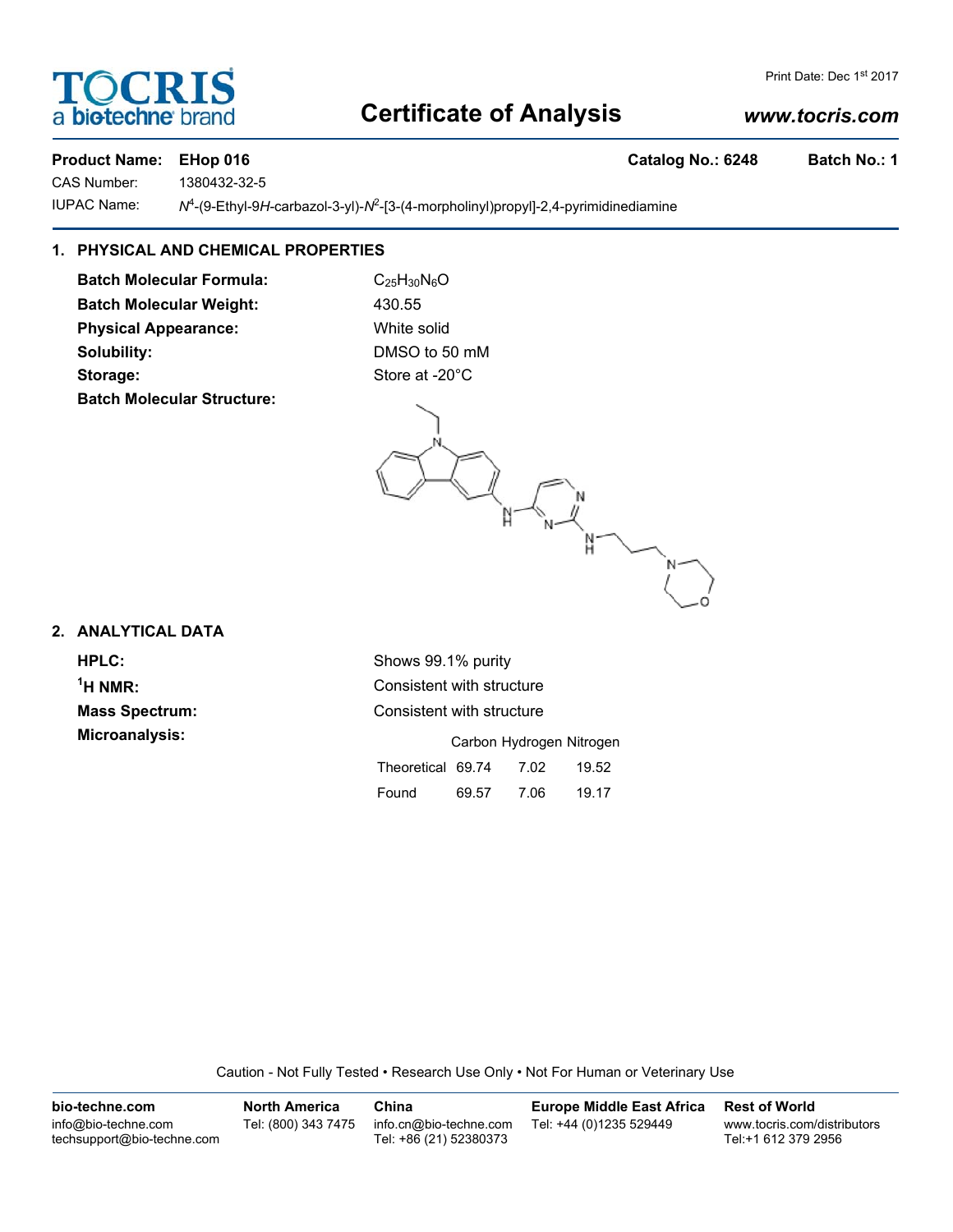# Certificate of Analysis

Print Date: Dec 1st 2017

www.tocris.com

**Product Name: EHop 016** **Catalog No.: 6248** **Batch No.: 1**

CAS Number: 1380432-32-5

IUPAC Name: *N*[4]-(9-Ethyl-9*H*-carbazol-3-yl)-*N*[2]-[3-(4-morpholinyl)propyl]-2,4-pyrimidinediamine

## 1. PHYSICAL AND CHEMICAL PROPERTIES

**Batch Molecular Formula:** $C_{25}H_{30}N_6O$

**Batch Molecular Weight:** 430.55

**Physical Appearance:** White solid

**Solubility:** DMSO to 50 mM

**Storage:** Store at -20°C

**Batch Molecular Structure:**

## 2. ANALYTICAL DATA

**HPLC:** Shows 99.1% purity

**$^1$H NMR:** Consistent with structure

**Mass Spectrum:** Consistent with structure

**Microanalysis:**

| | Carbon | Hydrogen | Nitrogen |
|---|---|---|---|
| Theoretical | 69.74 | 7.02 | 19.52 |
| Found | 69.57 | 7.06 | 19.17 |

Caution - Not Fully Tested • Research Use Only • Not For Human or Veterinary Use

**bio-techne.com**
info@bio-techne.com
techsupport@bio-techne.com

**North America**
Tel: (800) 343 7475

**China**
info.cn@bio-techne.com
Tel: +86 (21) 52380373

**Europe Middle East Africa**
Tel: +44 (0)1235 529449

**Rest of World**
www.tocris.com/distributors
Tel:+1 612 379 2956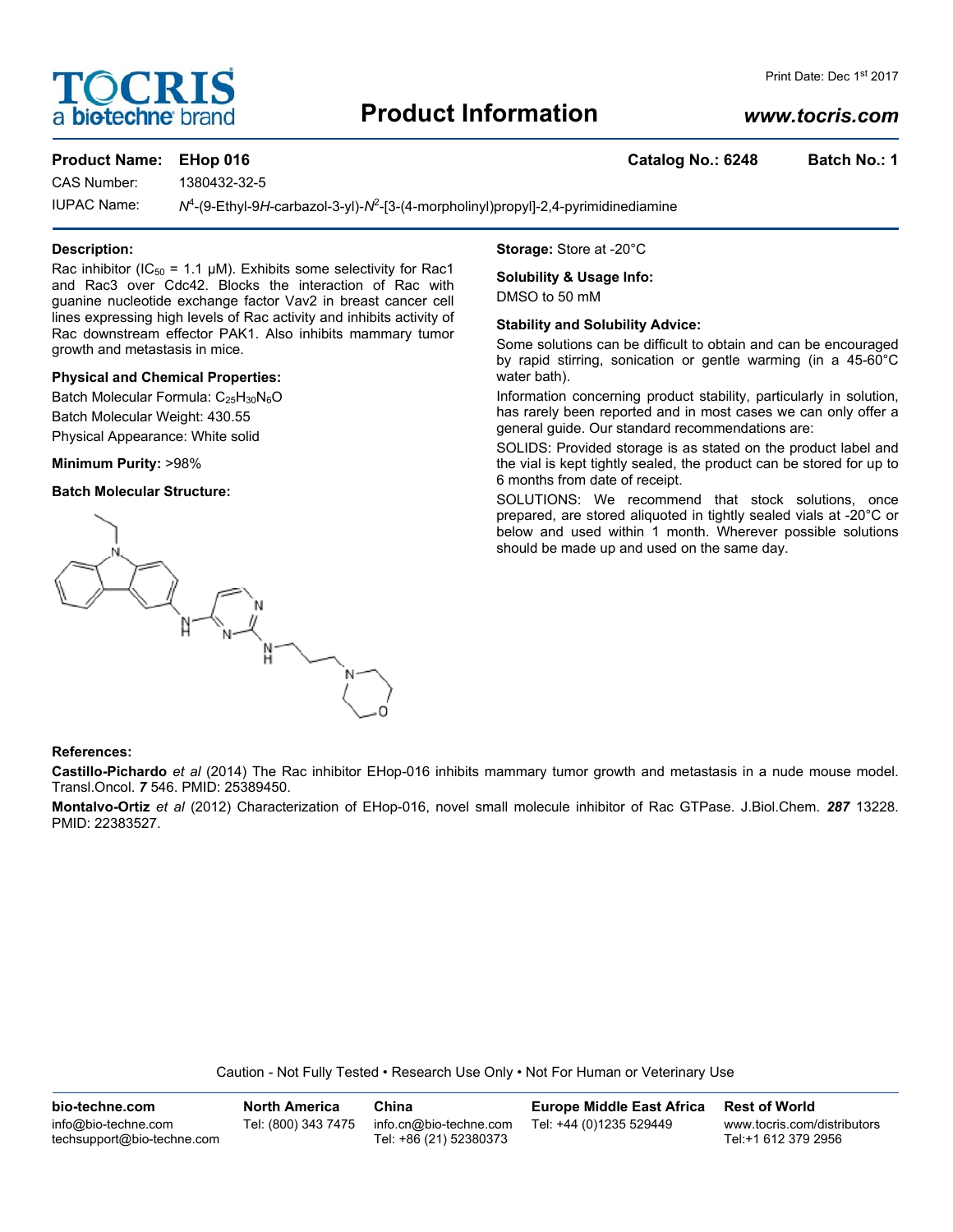# Product Information

**Product Name: EHop 016** **Catalog No.: 6248** **Batch No.: 1**

CAS Number: 1380432-32-5

IUPAC Name: $N^4$-(9-Ethyl-9*H*-carbazol-3-yl)-$N^2$-[3-(4-morpholinyl)propyl]-2,4-pyrimidinediamine

### Description:

Rac inhibitor ($IC_{50}$ = 1.1 μM). Exhibits some selectivity for Rac1 and Rac3 over Cdc42. Blocks the interaction of Rac with guanine nucleotide exchange factor Vav2 in breast cancer cell lines expressing high levels of Rac activity and inhibits activity of Rac downstream effector PAK1. Also inhibits mammary tumor growth and metastasis in mice.

### Physical and Chemical Properties:

Batch Molecular Formula: $C_{25}H_{30}N_6O$

Batch Molecular Weight: 430.55

Physical Appearance: White solid

**Minimum Purity:** >98%

### Batch Molecular Structure:

**Storage:** Store at -20°C

### Solubility & Usage Info:

DMSO to 50 mM

### Stability and Solubility Advice:

Some solutions can be difficult to obtain and can be encouraged by rapid stirring, sonication or gentle warming (in a 45-60°C water bath).

Information concerning product stability, particularly in solution, has rarely been reported and in most cases we can only offer a general guide. Our standard recommendations are:

SOLIDS: Provided storage is as stated on the product label and the vial is kept tightly sealed, the product can be stored for up to 6 months from date of receipt.

SOLUTIONS: We recommend that stock solutions, once prepared, are stored aliquoted in tightly sealed vials at -20°C or below and used within 1 month. Wherever possible solutions should be made up and used on the same day.

### References:

**Castillo-Pichardo** *et al* (2014) The Rac inhibitor EHop-016 inhibits mammary tumor growth and metastasis in a nude mouse model. Transl.Oncol. ***7*** 546. PMID: 25389450.

**Montalvo-Ortiz** *et al* (2012) Characterization of EHop-016, novel small molecule inhibitor of Rac GTPase. J.Biol.Chem. ***287*** 13228. PMID: 22383527.

Caution - Not Fully Tested • Research Use Only • Not For Human or Veterinary Use

| bio-techne.com | North America | China | Europe Middle East Africa | Rest of World |
|---|---|---|---|---|
| info@bio-techne.com<br>techsupport@bio-techne.com | Tel: (800) 343 7475 | info.cn@bio-techne.com<br>Tel: +86 (21) 52380373 | Tel: +44 (0)1235 529449 | www.tocris.com/distributors<br>Tel:+1 612 379 2956 |